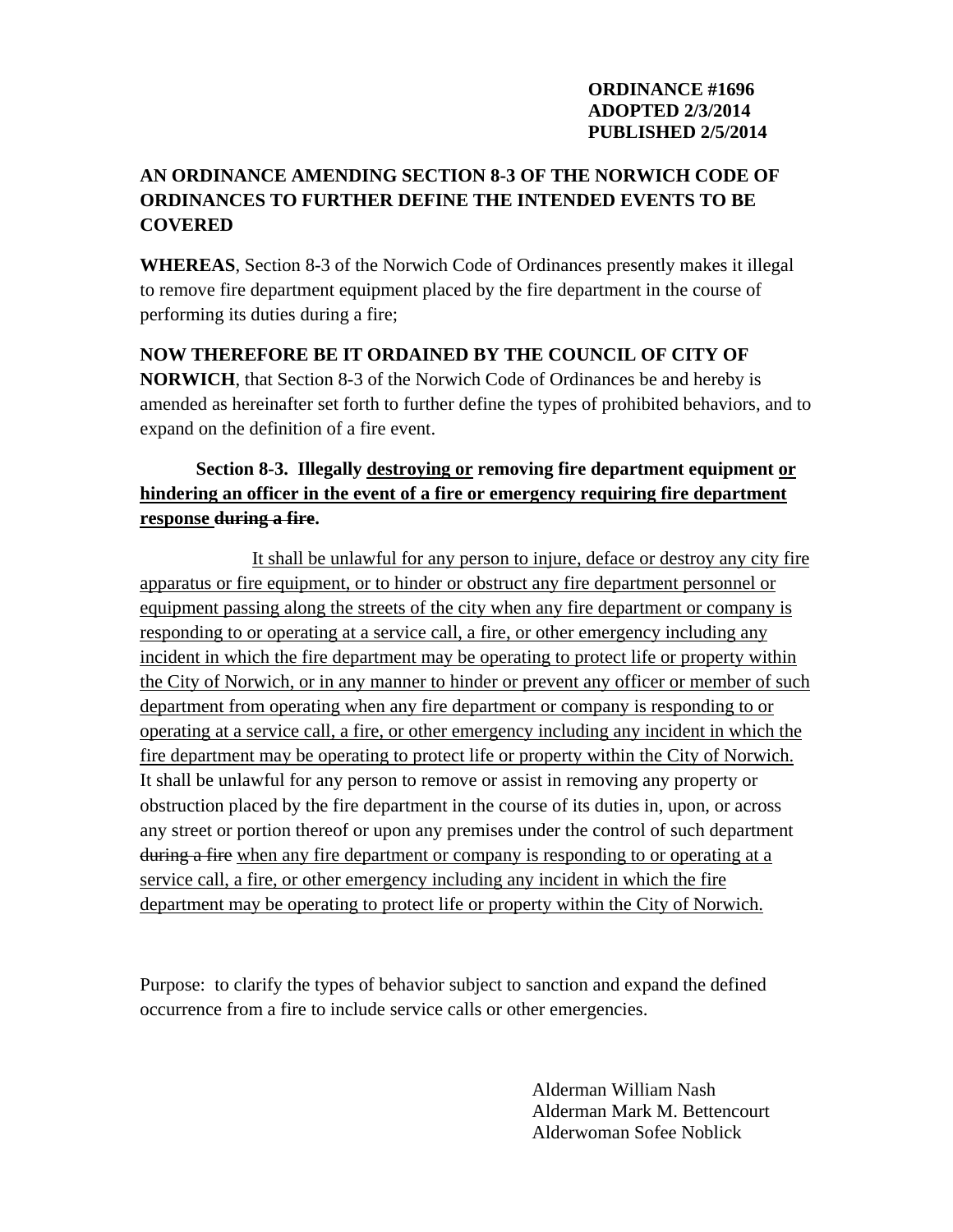**ORDINANCE #1696**
**ADOPTED 2/3/2014**
**PUBLISHED 2/5/2014**

**AN ORDINANCE AMENDING SECTION 8-3 OF THE NORWICH CODE OF ORDINANCES TO FURTHER DEFINE THE INTENDED EVENTS TO BE COVERED**

**WHEREAS**, Section 8-3 of the Norwich Code of Ordinances presently makes it illegal to remove fire department equipment placed by the fire department in the course of performing its duties during a fire;

**NOW THEREFORE BE IT ORDAINED BY THE COUNCIL OF CITY OF NORWICH**, that Section 8-3 of the Norwich Code of Ordinances be and hereby is amended as hereinafter set forth to further define the types of prohibited behaviors, and to expand on the definition of a fire event.

**Section 8-3. Illegally <u>destroying or</u> removing fire department equipment <u>or hindering an officer in the event of a fire or emergency requiring fire department response</u> ~~during a fire~~.**

<u>It shall be unlawful for any person to injure, deface or destroy any city fire apparatus or fire equipment, or to hinder or obstruct any fire department personnel or equipment passing along the streets of the city when any fire department or company is responding to or operating at a service call, a fire, or other emergency including any incident in which the fire department may be operating to protect life or property within the City of Norwich, or in any manner to hinder or prevent any officer or member of such department from operating when any fire department or company is responding to or operating at a service call, a fire, or other emergency including any incident in which the fire department may be operating to protect life or property within the City of Norwich.</u> It shall be unlawful for any person to remove or assist in removing any property or obstruction placed by the fire department in the course of its duties in, upon, or across any street or portion thereof or upon any premises under the control of such department ~~during a fire~~ <u>when any fire department or company is responding to or operating at a service call, a fire, or other emergency including any incident in which the fire department may be operating to protect life or property within the City of Norwich.</u>

Purpose: to clarify the types of behavior subject to sanction and expand the defined occurrence from a fire to include service calls or other emergencies.

Alderman William Nash
Alderman Mark M. Bettencourt
Alderwoman Sofee Noblick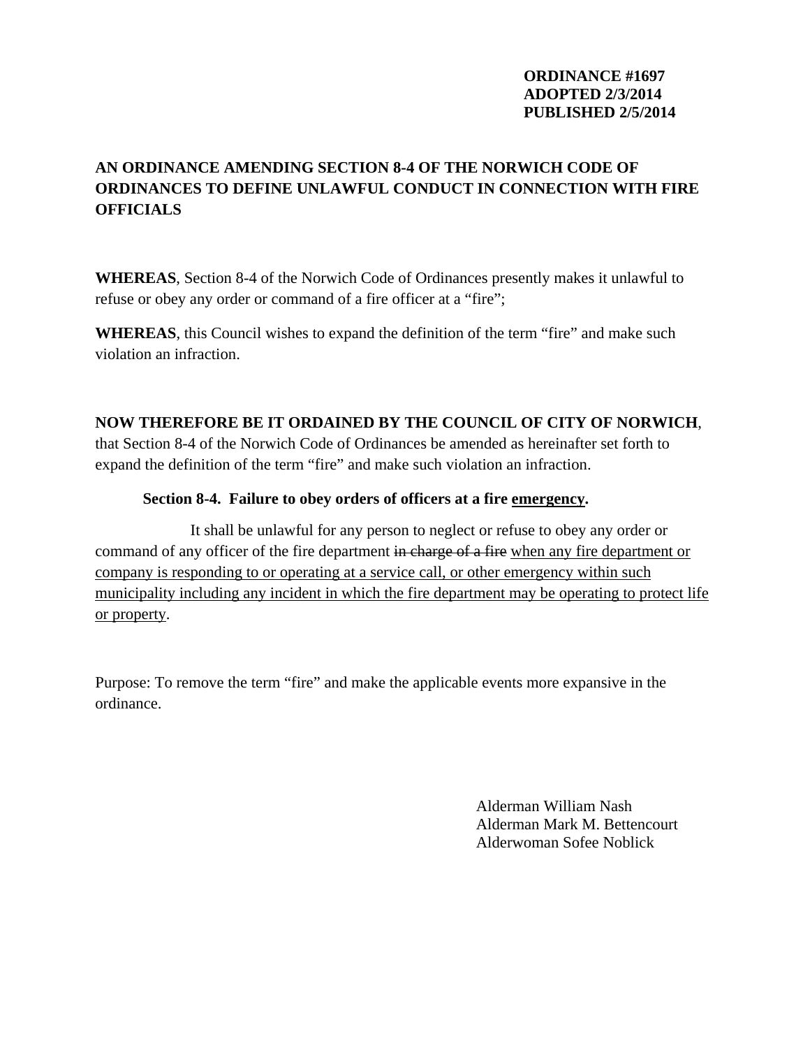**ORDINANCE #1697**
**ADOPTED 2/3/2014**
**PUBLISHED 2/5/2014**

## AN ORDINANCE AMENDING SECTION 8-4 OF THE NORWICH CODE OF ORDINANCES TO DEFINE UNLAWFUL CONDUCT IN CONNECTION WITH FIRE OFFICIALS

**WHEREAS**, Section 8-4 of the Norwich Code of Ordinances presently makes it unlawful to refuse or obey any order or command of a fire officer at a "fire";

**WHEREAS**, this Council wishes to expand the definition of the term "fire" and make such violation an infraction.

**NOW THEREFORE BE IT ORDAINED BY THE COUNCIL OF CITY OF NORWICH**, that Section 8-4 of the Norwich Code of Ordinances be amended as hereinafter set forth to expand the definition of the term "fire" and make such violation an infraction.

**Section 8-4. Failure to obey orders of officers at a fire <u>emergency</u>.**

It shall be unlawful for any person to neglect or refuse to obey any order or command of any officer of the fire department ~~in charge of a fire~~ <u>when any fire department or company is responding to or operating at a service call, or other emergency within such municipality including any incident in which the fire department may be operating to protect life or property</u>.

Purpose: To remove the term "fire" and make the applicable events more expansive in the ordinance.

Alderman William Nash
Alderman Mark M. Bettencourt
Alderwoman Sofee Noblick